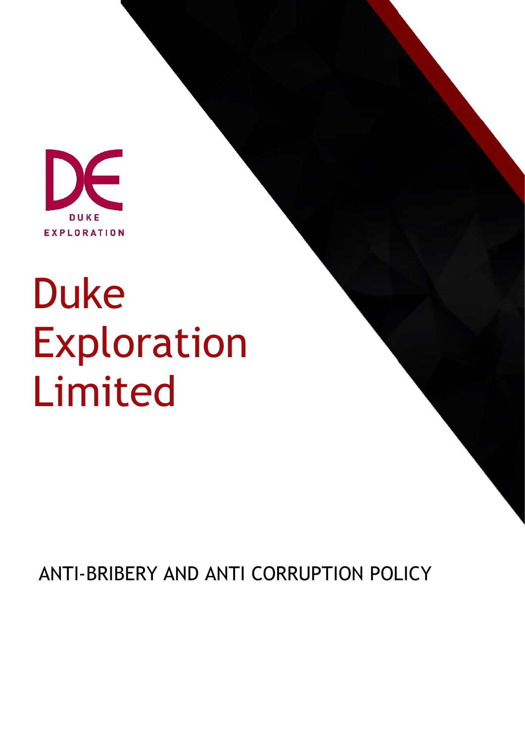DUKE EXPLORATION

# Duke Exploration Limited

ANTI-BRIBERY AND ANTI CORRUPTION POLICY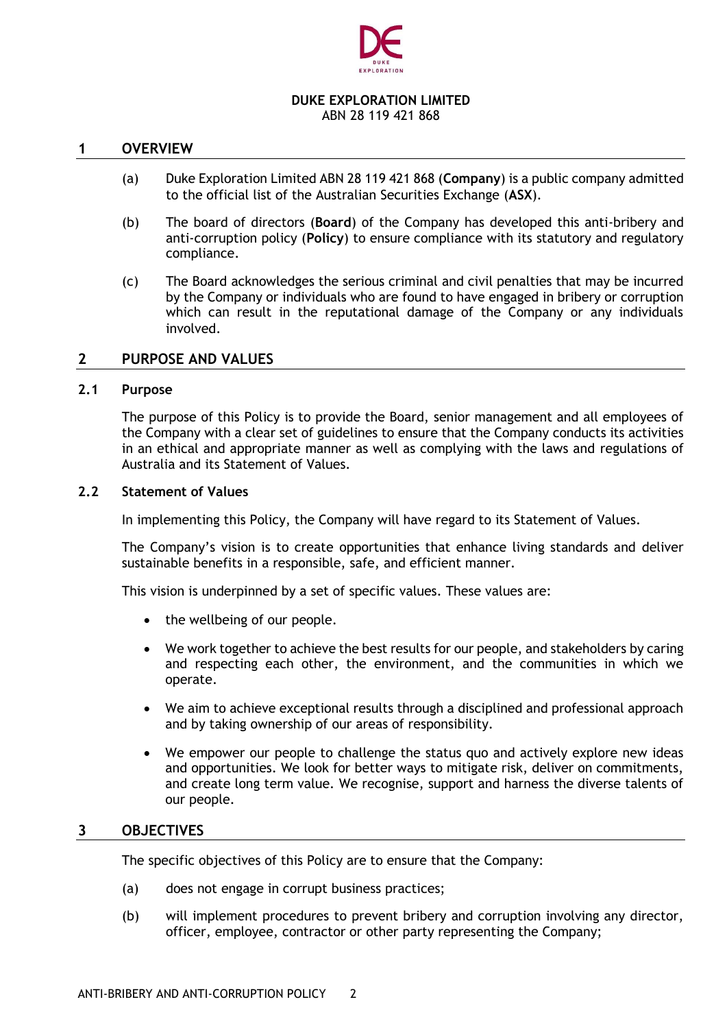**DUKE EXPLORATION LIMITED**
ABN 28 119 421 868

## 1 OVERVIEW

(a) Duke Exploration Limited ABN 28 119 421 868 (**Company**) is a public company admitted to the official list of the Australian Securities Exchange (**ASX**).

(b) The board of directors (**Board**) of the Company has developed this anti-bribery and anti-corruption policy (**Policy**) to ensure compliance with its statutory and regulatory compliance.

(c) The Board acknowledges the serious criminal and civil penalties that may be incurred by the Company or individuals who are found to have engaged in bribery or corruption which can result in the reputational damage of the Company or any individuals involved.

## 2 PURPOSE AND VALUES

### 2.1 Purpose

The purpose of this Policy is to provide the Board, senior management and all employees of the Company with a clear set of guidelines to ensure that the Company conducts its activities in an ethical and appropriate manner as well as complying with the laws and regulations of Australia and its Statement of Values.

### 2.2 Statement of Values

In implementing this Policy, the Company will have regard to its Statement of Values.

The Company's vision is to create opportunities that enhance living standards and deliver sustainable benefits in a responsible, safe, and efficient manner.

This vision is underpinned by a set of specific values. These values are:

- the wellbeing of our people.
- We work together to achieve the best results for our people, and stakeholders by caring and respecting each other, the environment, and the communities in which we operate.
- We aim to achieve exceptional results through a disciplined and professional approach and by taking ownership of our areas of responsibility.
- We empower our people to challenge the status quo and actively explore new ideas and opportunities. We look for better ways to mitigate risk, deliver on commitments, and create long term value. We recognise, support and harness the diverse talents of our people.

## 3 OBJECTIVES

The specific objectives of this Policy are to ensure that the Company:

(a) does not engage in corrupt business practices;

(b) will implement procedures to prevent bribery and corruption involving any director, officer, employee, contractor or other party representing the Company;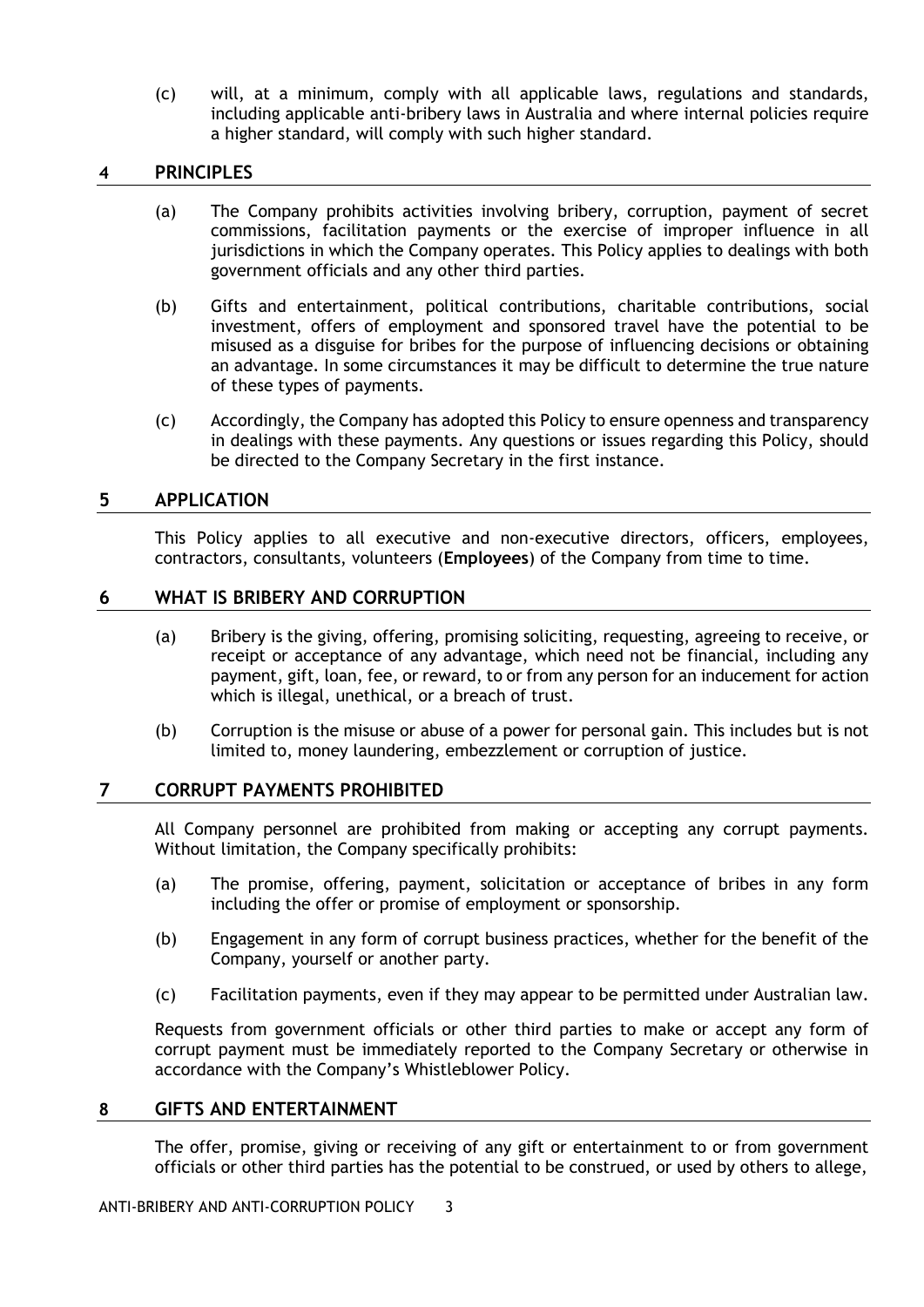(c) will, at a minimum, comply with all applicable laws, regulations and standards, including applicable anti-bribery laws in Australia and where internal policies require a higher standard, will comply with such higher standard.

## 4 PRINCIPLES

(a) The Company prohibits activities involving bribery, corruption, payment of secret commissions, facilitation payments or the exercise of improper influence in all jurisdictions in which the Company operates. This Policy applies to dealings with both government officials and any other third parties.

(b) Gifts and entertainment, political contributions, charitable contributions, social investment, offers of employment and sponsored travel have the potential to be misused as a disguise for bribes for the purpose of influencing decisions or obtaining an advantage. In some circumstances it may be difficult to determine the true nature of these types of payments.

(c) Accordingly, the Company has adopted this Policy to ensure openness and transparency in dealings with these payments. Any questions or issues regarding this Policy, should be directed to the Company Secretary in the first instance.

## 5 APPLICATION

This Policy applies to all executive and non-executive directors, officers, employees, contractors, consultants, volunteers (**Employees**) of the Company from time to time.

## 6 WHAT IS BRIBERY AND CORRUPTION

(a) Bribery is the giving, offering, promising soliciting, requesting, agreeing to receive, or receipt or acceptance of any advantage, which need not be financial, including any payment, gift, loan, fee, or reward, to or from any person for an inducement for action which is illegal, unethical, or a breach of trust.

(b) Corruption is the misuse or abuse of a power for personal gain. This includes but is not limited to, money laundering, embezzlement or corruption of justice.

## 7 CORRUPT PAYMENTS PROHIBITED

All Company personnel are prohibited from making or accepting any corrupt payments. Without limitation, the Company specifically prohibits:

(a) The promise, offering, payment, solicitation or acceptance of bribes in any form including the offer or promise of employment or sponsorship.

(b) Engagement in any form of corrupt business practices, whether for the benefit of the Company, yourself or another party.

(c) Facilitation payments, even if they may appear to be permitted under Australian law.

Requests from government officials or other third parties to make or accept any form of corrupt payment must be immediately reported to the Company Secretary or otherwise in accordance with the Company's Whistleblower Policy.

## 8 GIFTS AND ENTERTAINMENT

The offer, promise, giving or receiving of any gift or entertainment to or from government officials or other third parties has the potential to be construed, or used by others to allege,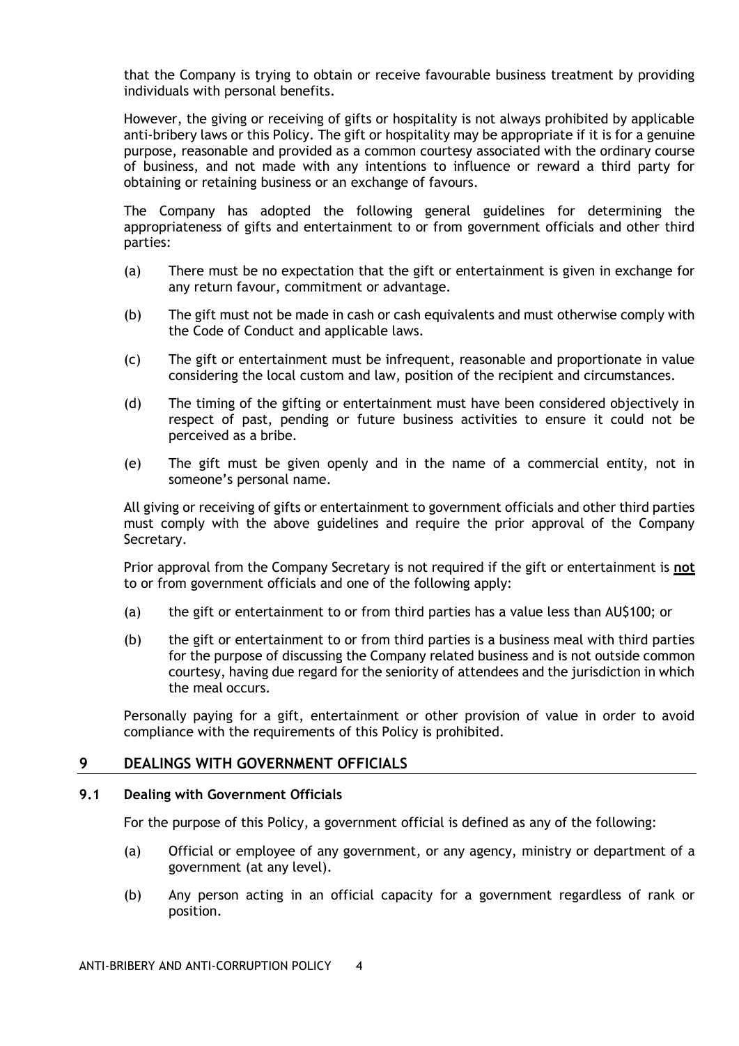that the Company is trying to obtain or receive favourable business treatment by providing individuals with personal benefits.

However, the giving or receiving of gifts or hospitality is not always prohibited by applicable anti-bribery laws or this Policy. The gift or hospitality may be appropriate if it is for a genuine purpose, reasonable and provided as a common courtesy associated with the ordinary course of business, and not made with any intentions to influence or reward a third party for obtaining or retaining business or an exchange of favours.

The Company has adopted the following general guidelines for determining the appropriateness of gifts and entertainment to or from government officials and other third parties:

(a) There must be no expectation that the gift or entertainment is given in exchange for any return favour, commitment or advantage.

(b) The gift must not be made in cash or cash equivalents and must otherwise comply with the Code of Conduct and applicable laws.

(c) The gift or entertainment must be infrequent, reasonable and proportionate in value considering the local custom and law, position of the recipient and circumstances.

(d) The timing of the gifting or entertainment must have been considered objectively in respect of past, pending or future business activities to ensure it could not be perceived as a bribe.

(e) The gift must be given openly and in the name of a commercial entity, not in someone's personal name.

All giving or receiving of gifts or entertainment to government officials and other third parties must comply with the above guidelines and require the prior approval of the Company Secretary.

Prior approval from the Company Secretary is not required if the gift or entertainment is **<u>not</u>** to or from government officials and one of the following apply:

(a) the gift or entertainment to or from third parties has a value less than AU$100; or

(b) the gift or entertainment to or from third parties is a business meal with third parties for the purpose of discussing the Company related business and is not outside common courtesy, having due regard for the seniority of attendees and the jurisdiction in which the meal occurs.

Personally paying for a gift, entertainment or other provision of value in order to avoid compliance with the requirements of this Policy is prohibited.

## 9 DEALINGS WITH GOVERNMENT OFFICIALS

### 9.1 Dealing with Government Officials

For the purpose of this Policy, a government official is defined as any of the following:

(a) Official or employee of any government, or any agency, ministry or department of a government (at any level).

(b) Any person acting in an official capacity for a government regardless of rank or position.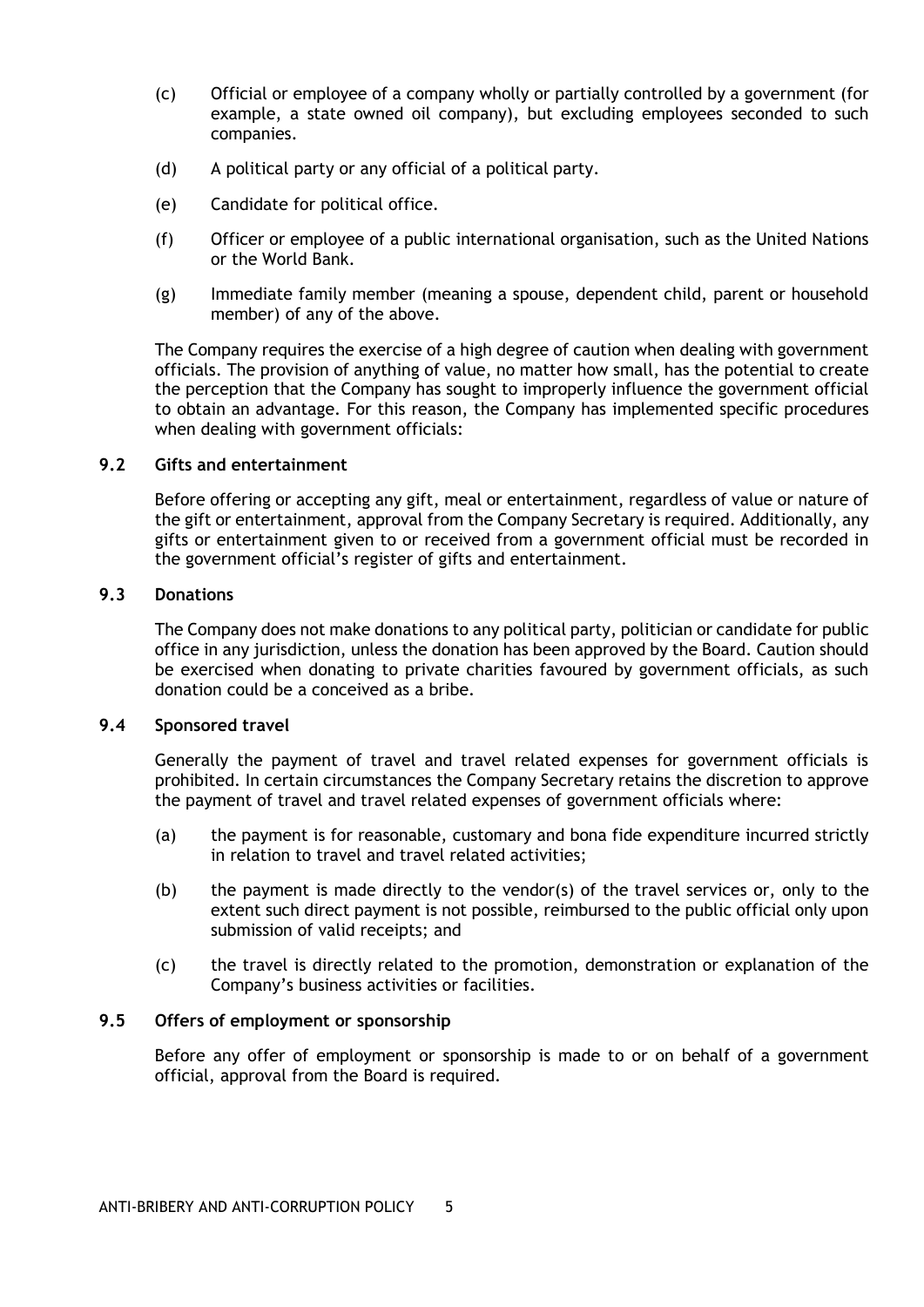(c) Official or employee of a company wholly or partially controlled by a government (for example, a state owned oil company), but excluding employees seconded to such companies.

(d) A political party or any official of a political party.

(e) Candidate for political office.

(f) Officer or employee of a public international organisation, such as the United Nations or the World Bank.

(g) Immediate family member (meaning a spouse, dependent child, parent or household member) of any of the above.

The Company requires the exercise of a high degree of caution when dealing with government officials. The provision of anything of value, no matter how small, has the potential to create the perception that the Company has sought to improperly influence the government official to obtain an advantage. For this reason, the Company has implemented specific procedures when dealing with government officials:

### 9.2 Gifts and entertainment

Before offering or accepting any gift, meal or entertainment, regardless of value or nature of the gift or entertainment, approval from the Company Secretary is required. Additionally, any gifts or entertainment given to or received from a government official must be recorded in the government official's register of gifts and entertainment.

### 9.3 Donations

The Company does not make donations to any political party, politician or candidate for public office in any jurisdiction, unless the donation has been approved by the Board. Caution should be exercised when donating to private charities favoured by government officials, as such donation could be a conceived as a bribe.

### 9.4 Sponsored travel

Generally the payment of travel and travel related expenses for government officials is prohibited. In certain circumstances the Company Secretary retains the discretion to approve the payment of travel and travel related expenses of government officials where:

(a) the payment is for reasonable, customary and bona fide expenditure incurred strictly in relation to travel and travel related activities;

(b) the payment is made directly to the vendor(s) of the travel services or, only to the extent such direct payment is not possible, reimbursed to the public official only upon submission of valid receipts; and

(c) the travel is directly related to the promotion, demonstration or explanation of the Company's business activities or facilities.

### 9.5 Offers of employment or sponsorship

Before any offer of employment or sponsorship is made to or on behalf of a government official, approval from the Board is required.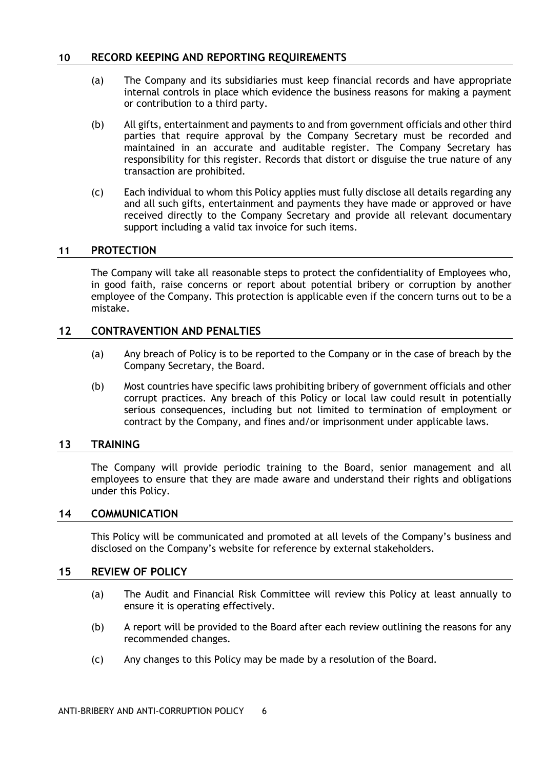## 10 RECORD KEEPING AND REPORTING REQUIREMENTS

(a) The Company and its subsidiaries must keep financial records and have appropriate internal controls in place which evidence the business reasons for making a payment or contribution to a third party.

(b) All gifts, entertainment and payments to and from government officials and other third parties that require approval by the Company Secretary must be recorded and maintained in an accurate and auditable register. The Company Secretary has responsibility for this register. Records that distort or disguise the true nature of any transaction are prohibited.

(c) Each individual to whom this Policy applies must fully disclose all details regarding any and all such gifts, entertainment and payments they have made or approved or have received directly to the Company Secretary and provide all relevant documentary support including a valid tax invoice for such items.

## 11 PROTECTION

The Company will take all reasonable steps to protect the confidentiality of Employees who, in good faith, raise concerns or report about potential bribery or corruption by another employee of the Company. This protection is applicable even if the concern turns out to be a mistake.

## 12 CONTRAVENTION AND PENALTIES

(a) Any breach of Policy is to be reported to the Company or in the case of breach by the Company Secretary, the Board.

(b) Most countries have specific laws prohibiting bribery of government officials and other corrupt practices. Any breach of this Policy or local law could result in potentially serious consequences, including but not limited to termination of employment or contract by the Company, and fines and/or imprisonment under applicable laws.

## 13 TRAINING

The Company will provide periodic training to the Board, senior management and all employees to ensure that they are made aware and understand their rights and obligations under this Policy.

## 14 COMMUNICATION

This Policy will be communicated and promoted at all levels of the Company's business and disclosed on the Company's website for reference by external stakeholders.

## 15 REVIEW OF POLICY

(a) The Audit and Financial Risk Committee will review this Policy at least annually to ensure it is operating effectively.

(b) A report will be provided to the Board after each review outlining the reasons for any recommended changes.

(c) Any changes to this Policy may be made by a resolution of the Board.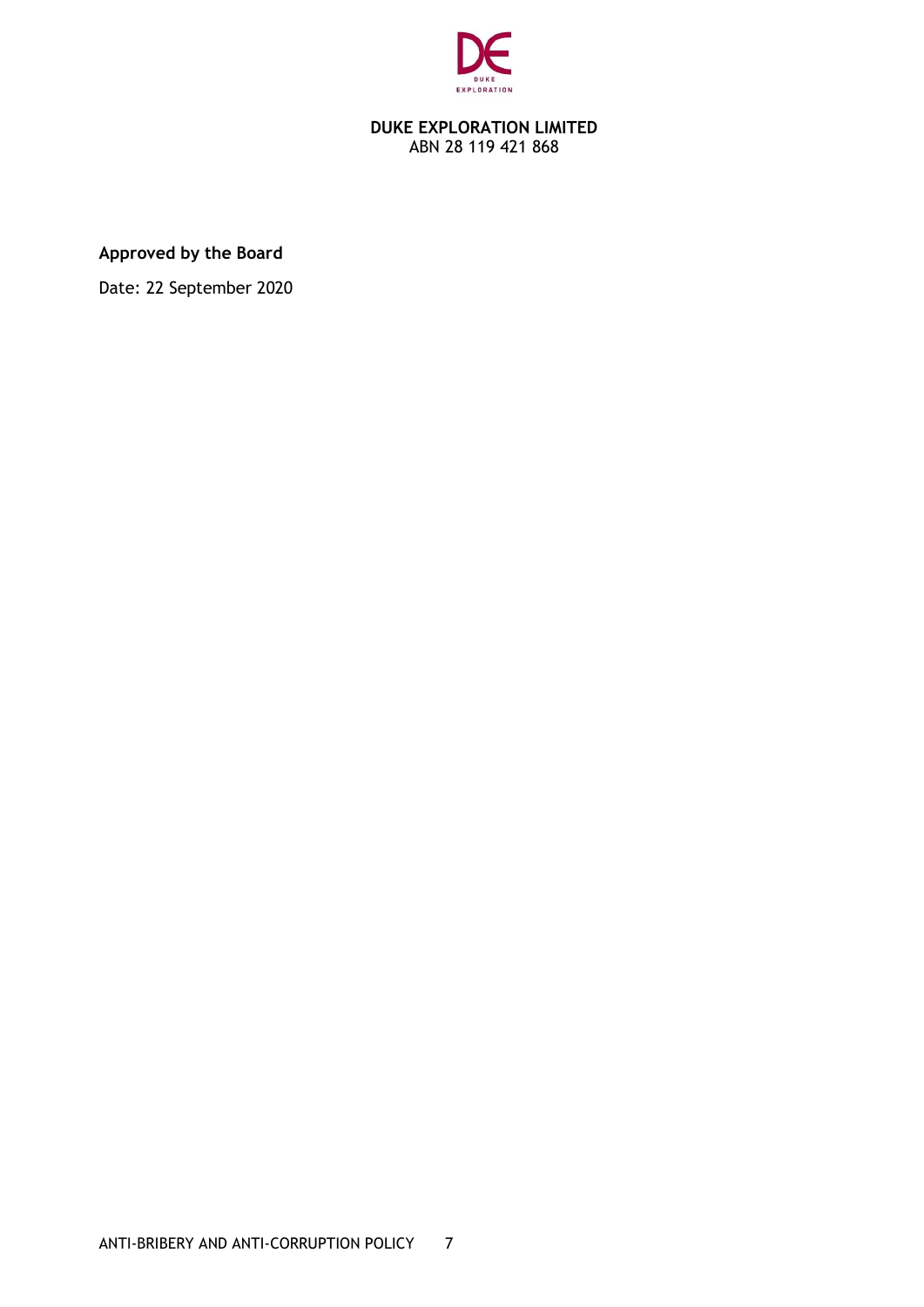**DUKE EXPLORATION LIMITED**
ABN 28 119 421 868

**Approved by the Board**

Date: 22 September 2020